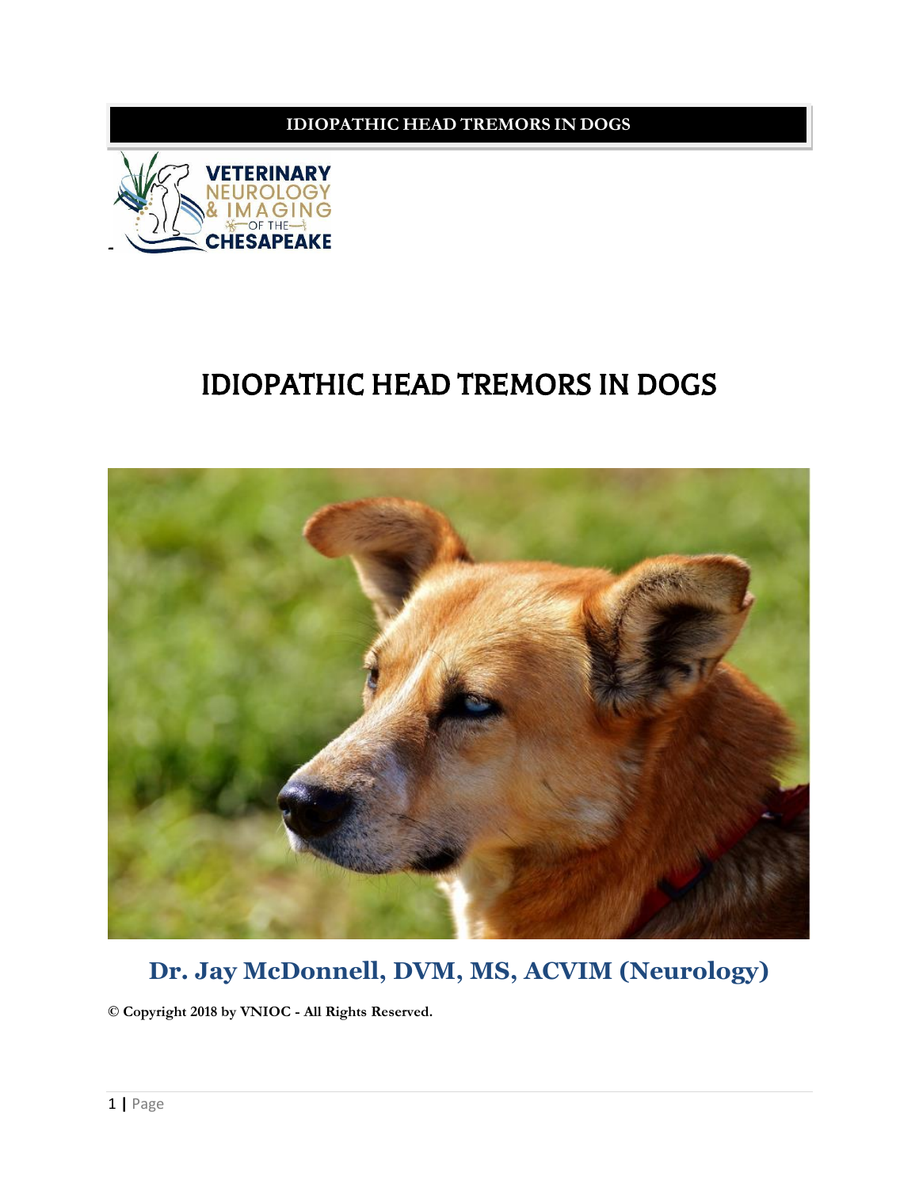# IDIOPATHIC HEAD TREMORS IN DOGS

**Dr. Jay McDonnell, DVM, MS, ACVIM (Neurology)**

**© Copyright 2018 by VNIOC - All Rights Reserved.**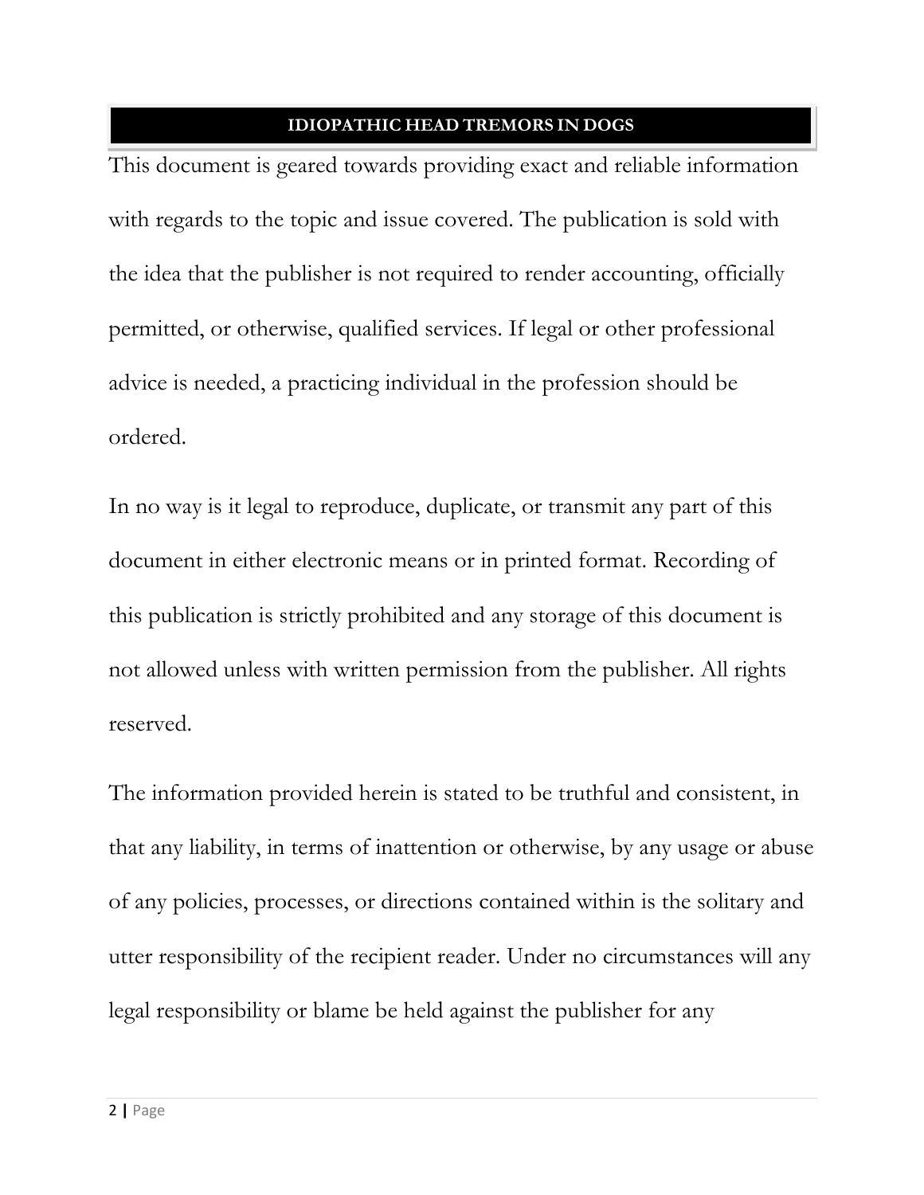This document is geared towards providing exact and reliable information with regards to the topic and issue covered. The publication is sold with the idea that the publisher is not required to render accounting, officially permitted, or otherwise, qualified services. If legal or other professional advice is needed, a practicing individual in the profession should be ordered.

In no way is it legal to reproduce, duplicate, or transmit any part of this document in either electronic means or in printed format. Recording of this publication is strictly prohibited and any storage of this document is not allowed unless with written permission from the publisher. All rights reserved.

The information provided herein is stated to be truthful and consistent, in that any liability, in terms of inattention or otherwise, by any usage or abuse of any policies, processes, or directions contained within is the solitary and utter responsibility of the recipient reader. Under no circumstances will any legal responsibility or blame be held against the publisher for any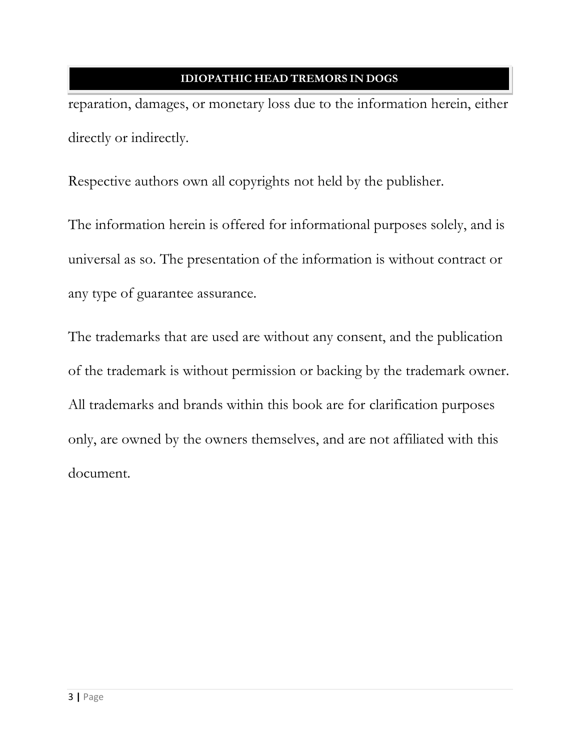reparation, damages, or monetary loss due to the information herein, either directly or indirectly.

Respective authors own all copyrights not held by the publisher.

The information herein is offered for informational purposes solely, and is universal as so. The presentation of the information is without contract or any type of guarantee assurance.

The trademarks that are used are without any consent, and the publication of the trademark is without permission or backing by the trademark owner. All trademarks and brands within this book are for clarification purposes only, are owned by the owners themselves, and are not affiliated with this document.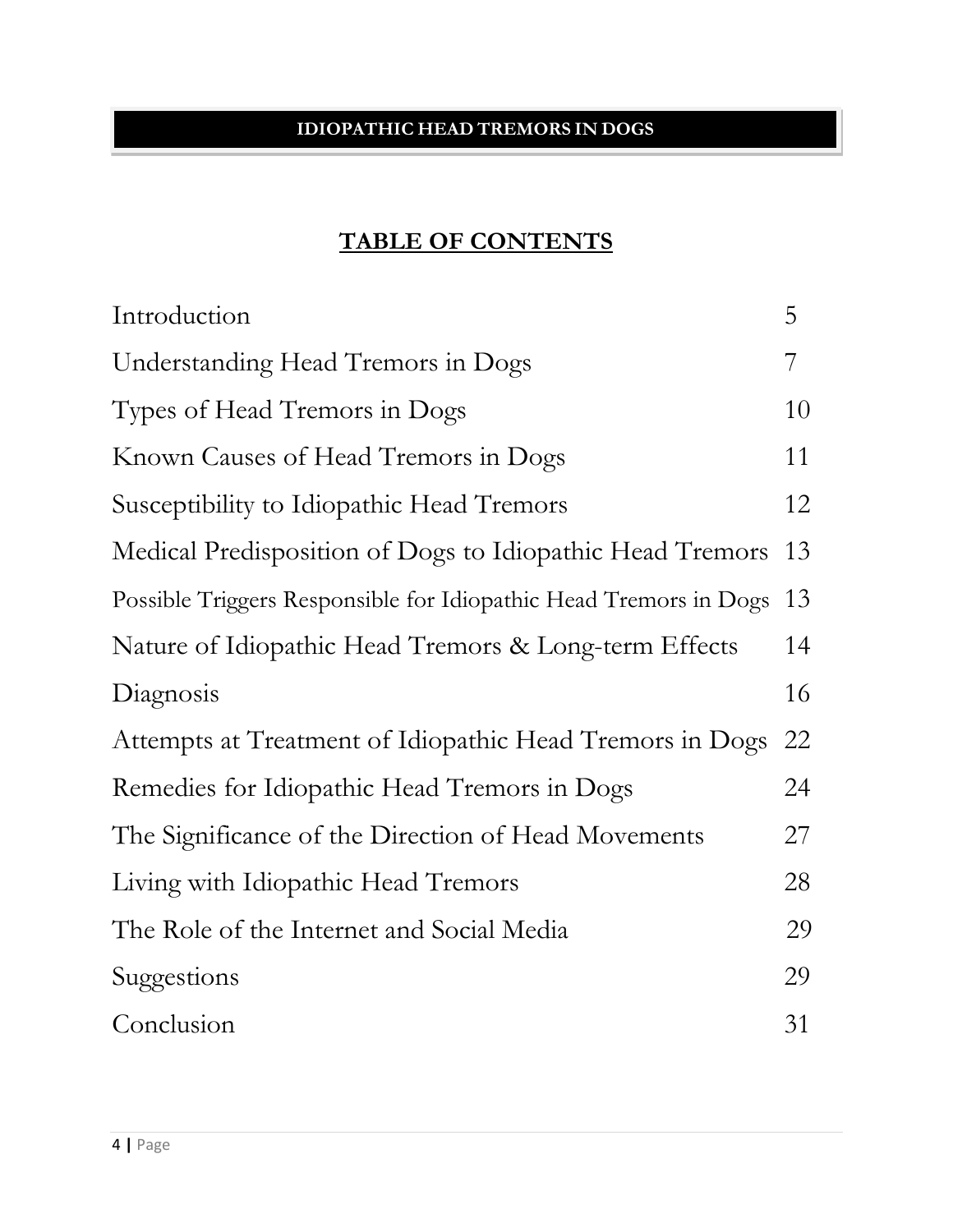# TABLE OF CONTENTS

| | |
|---|---|
| Introduction | 5 |
| Understanding Head Tremors in Dogs | 7 |
| Types of Head Tremors in Dogs | 10 |
| Known Causes of Head Tremors in Dogs | 11 |
| Susceptibility to Idiopathic Head Tremors | 12 |
| Medical Predisposition of Dogs to Idiopathic Head Tremors | 13 |
| Possible Triggers Responsible for Idiopathic Head Tremors in Dogs | 13 |
| Nature of Idiopathic Head Tremors & Long-term Effects | 14 |
| Diagnosis | 16 |
| Attempts at Treatment of Idiopathic Head Tremors in Dogs | 22 |
| Remedies for Idiopathic Head Tremors in Dogs | 24 |
| The Significance of the Direction of Head Movements | 27 |
| Living with Idiopathic Head Tremors | 28 |
| The Role of the Internet and Social Media | 29 |
| Suggestions | 29 |
| Conclusion | 31 |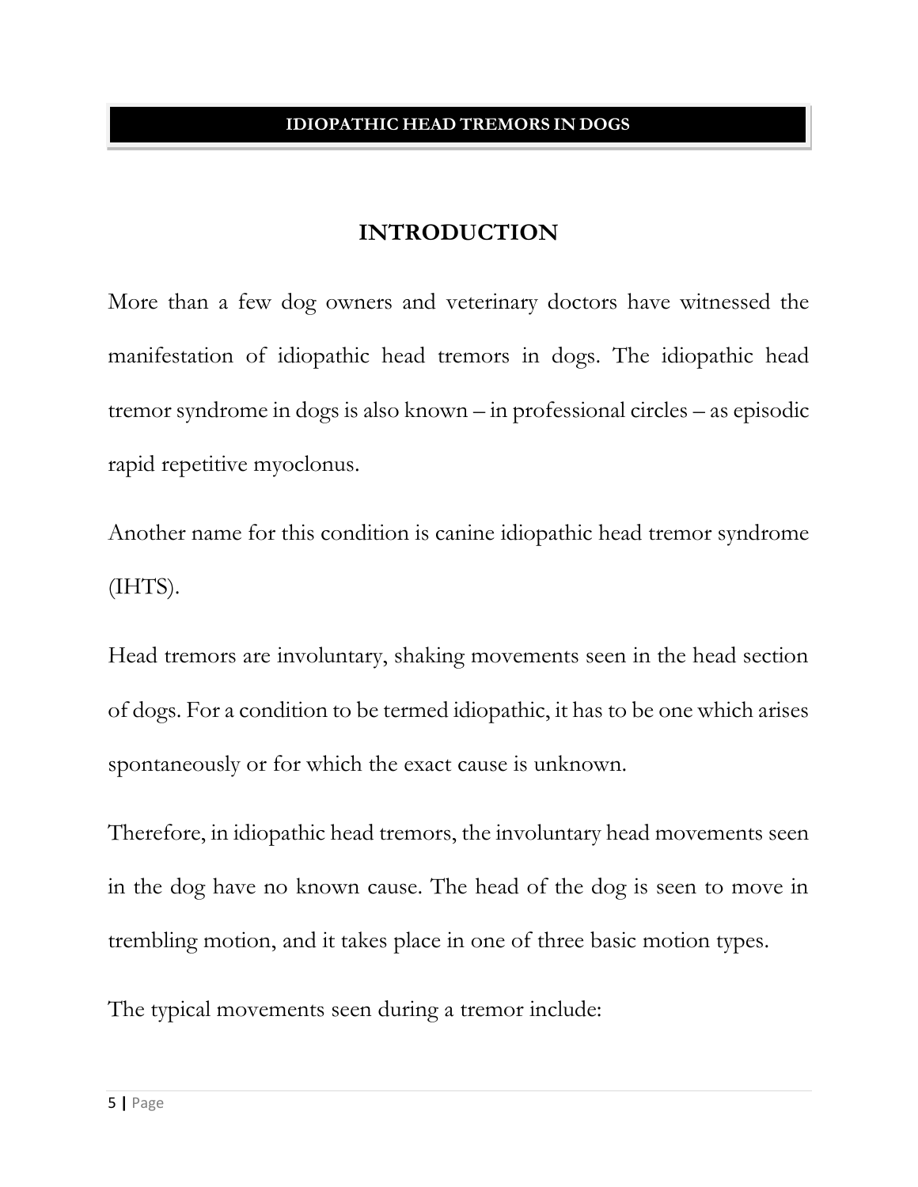## INTRODUCTION

More than a few dog owners and veterinary doctors have witnessed the manifestation of idiopathic head tremors in dogs. The idiopathic head tremor syndrome in dogs is also known – in professional circles – as episodic rapid repetitive myoclonus.

Another name for this condition is canine idiopathic head tremor syndrome (IHTS).

Head tremors are involuntary, shaking movements seen in the head section of dogs. For a condition to be termed idiopathic, it has to be one which arises spontaneously or for which the exact cause is unknown.

Therefore, in idiopathic head tremors, the involuntary head movements seen in the dog have no known cause. The head of the dog is seen to move in trembling motion, and it takes place in one of three basic motion types.

The typical movements seen during a tremor include: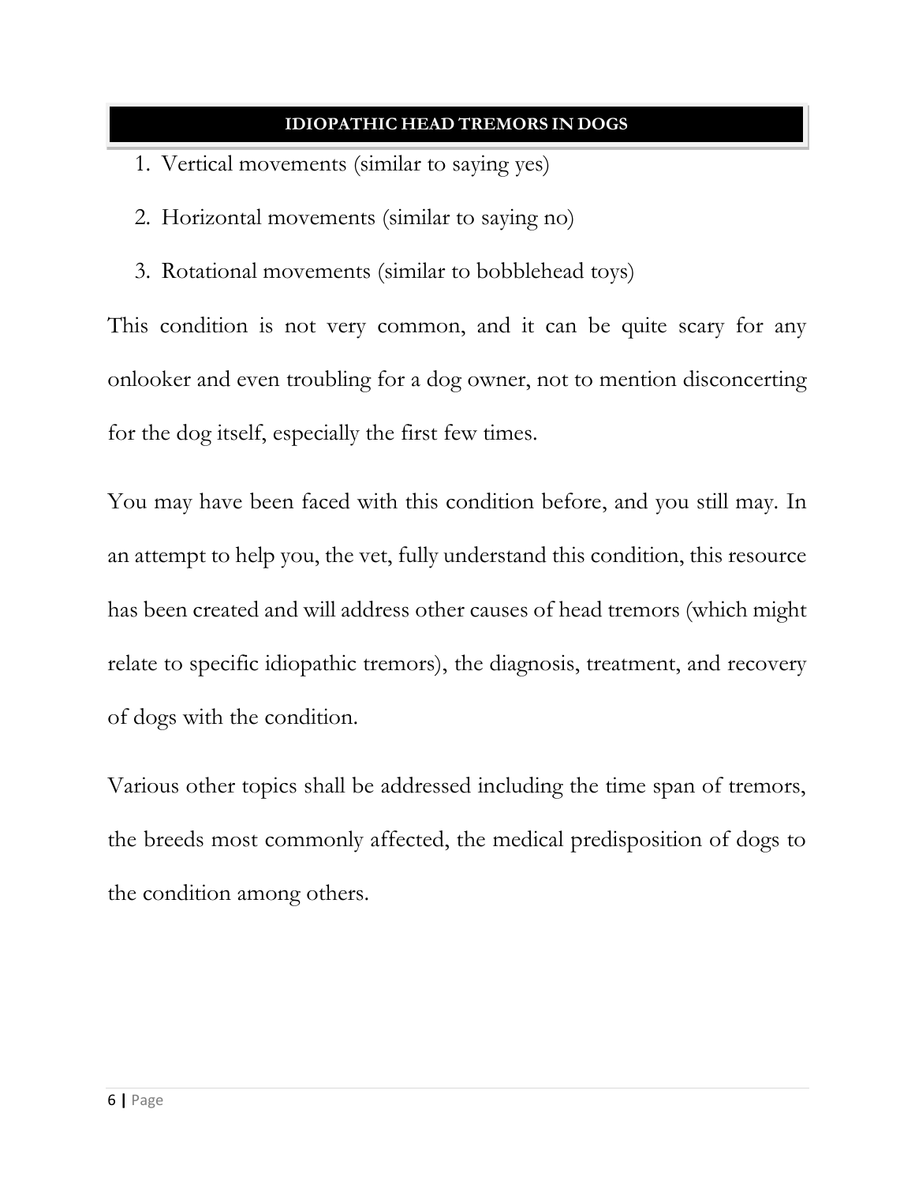1. Vertical movements (similar to saying yes)
2. Horizontal movements (similar to saying no)
3. Rotational movements (similar to bobblehead toys)

This condition is not very common, and it can be quite scary for any onlooker and even troubling for a dog owner, not to mention disconcerting for the dog itself, especially the first few times.

You may have been faced with this condition before, and you still may. In an attempt to help you, the vet, fully understand this condition, this resource has been created and will address other causes of head tremors (which might relate to specific idiopathic tremors), the diagnosis, treatment, and recovery of dogs with the condition.

Various other topics shall be addressed including the time span of tremors, the breeds most commonly affected, the medical predisposition of dogs to the condition among others.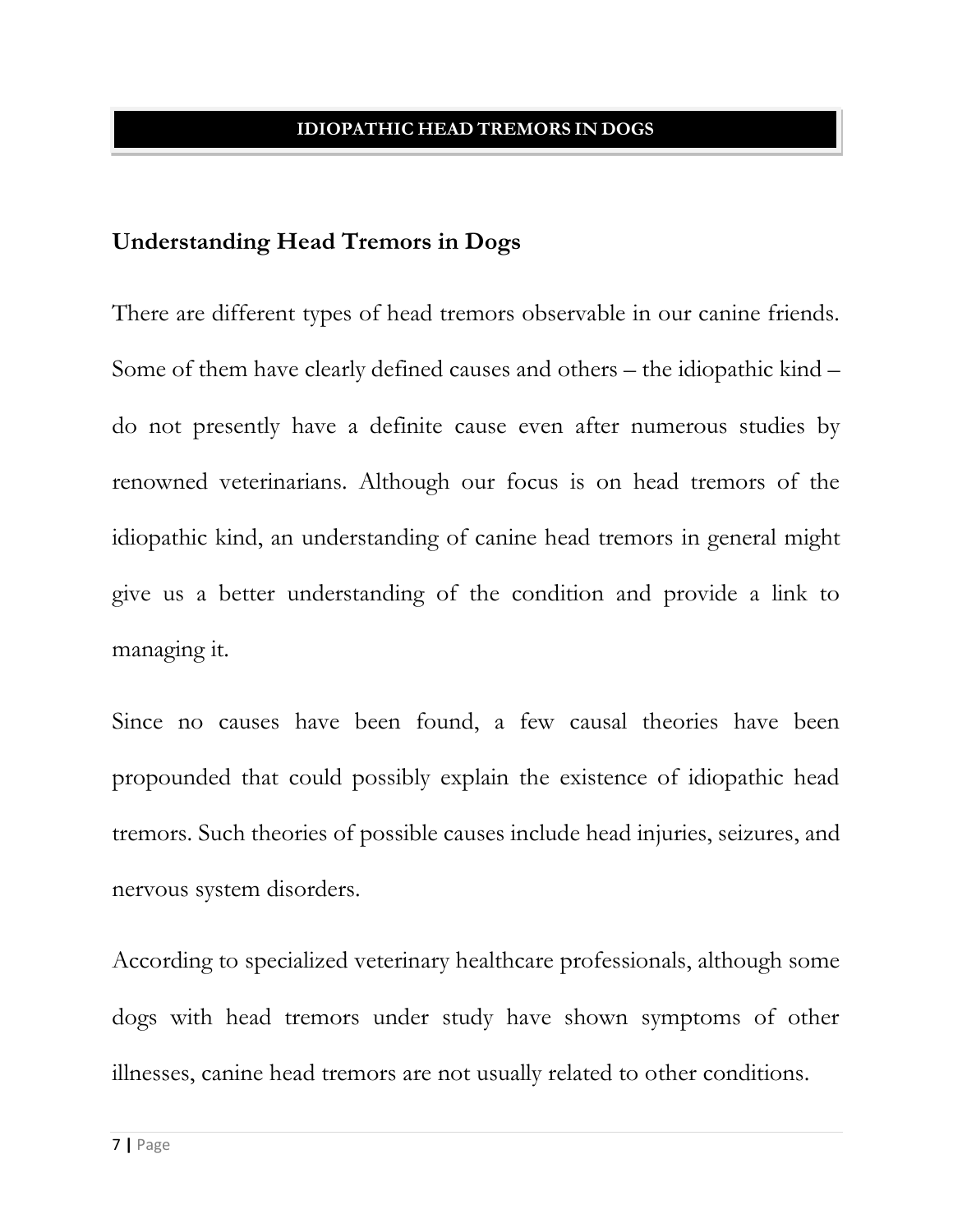## Understanding Head Tremors in Dogs

There are different types of head tremors observable in our canine friends. Some of them have clearly defined causes and others – the idiopathic kind – do not presently have a definite cause even after numerous studies by renowned veterinarians. Although our focus is on head tremors of the idiopathic kind, an understanding of canine head tremors in general might give us a better understanding of the condition and provide a link to managing it.

Since no causes have been found, a few causal theories have been propounded that could possibly explain the existence of idiopathic head tremors. Such theories of possible causes include head injuries, seizures, and nervous system disorders.

According to specialized veterinary healthcare professionals, although some dogs with head tremors under study have shown symptoms of other illnesses, canine head tremors are not usually related to other conditions.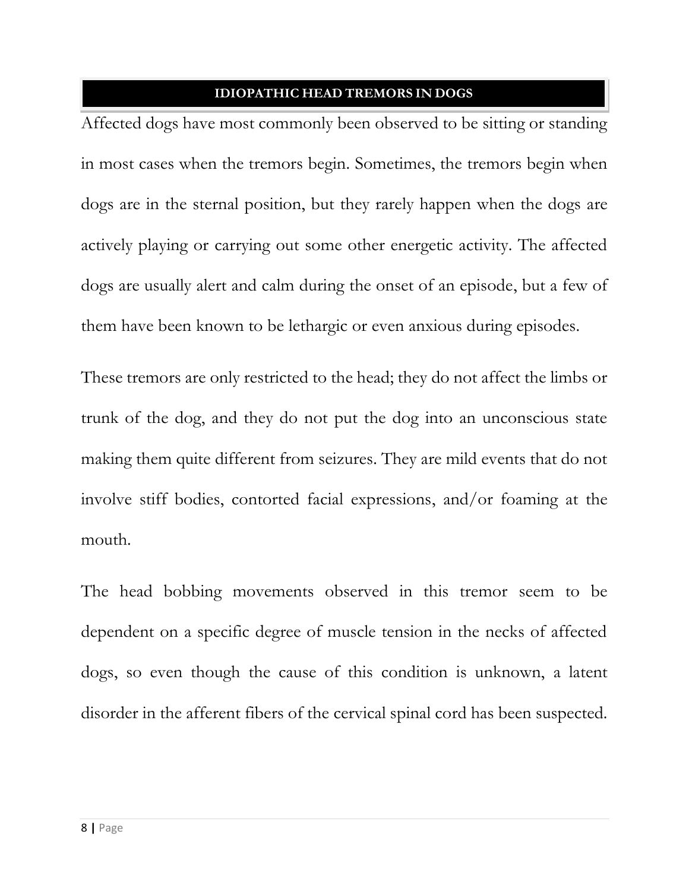## IDIOPATHIC HEAD TREMORS IN DOGS

Affected dogs have most commonly been observed to be sitting or standing in most cases when the tremors begin. Sometimes, the tremors begin when dogs are in the sternal position, but they rarely happen when the dogs are actively playing or carrying out some other energetic activity. The affected dogs are usually alert and calm during the onset of an episode, but a few of them have been known to be lethargic or even anxious during episodes.

These tremors are only restricted to the head; they do not affect the limbs or trunk of the dog, and they do not put the dog into an unconscious state making them quite different from seizures. They are mild events that do not involve stiff bodies, contorted facial expressions, and/or foaming at the mouth.

The head bobbing movements observed in this tremor seem to be dependent on a specific degree of muscle tension in the necks of affected dogs, so even though the cause of this condition is unknown, a latent disorder in the afferent fibers of the cervical spinal cord has been suspected.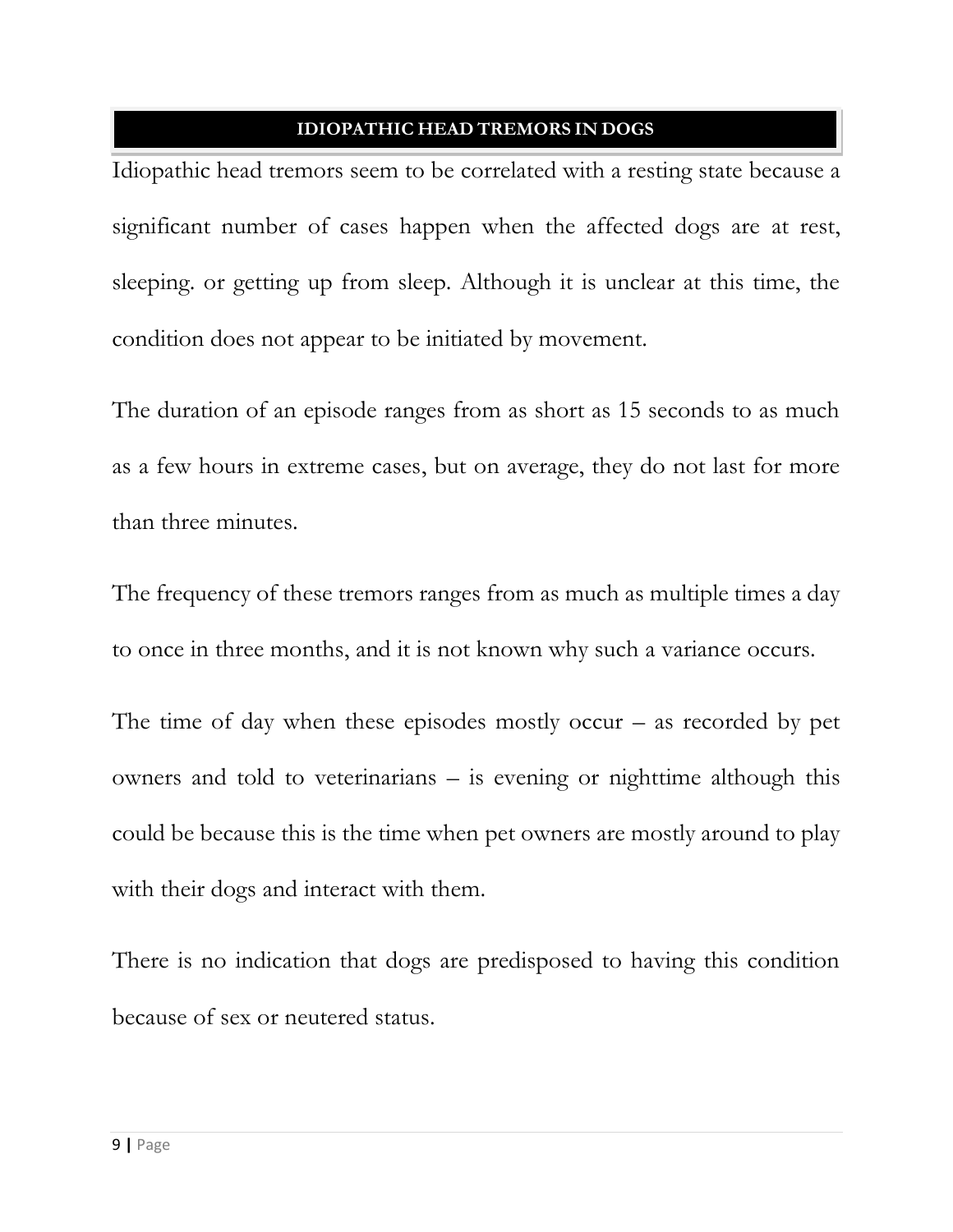## IDIOPATHIC HEAD TREMORS IN DOGS

Idiopathic head tremors seem to be correlated with a resting state because a significant number of cases happen when the affected dogs are at rest, sleeping. or getting up from sleep. Although it is unclear at this time, the condition does not appear to be initiated by movement.

The duration of an episode ranges from as short as 15 seconds to as much as a few hours in extreme cases, but on average, they do not last for more than three minutes.

The frequency of these tremors ranges from as much as multiple times a day to once in three months, and it is not known why such a variance occurs.

The time of day when these episodes mostly occur – as recorded by pet owners and told to veterinarians – is evening or nighttime although this could be because this is the time when pet owners are mostly around to play with their dogs and interact with them.

There is no indication that dogs are predisposed to having this condition because of sex or neutered status.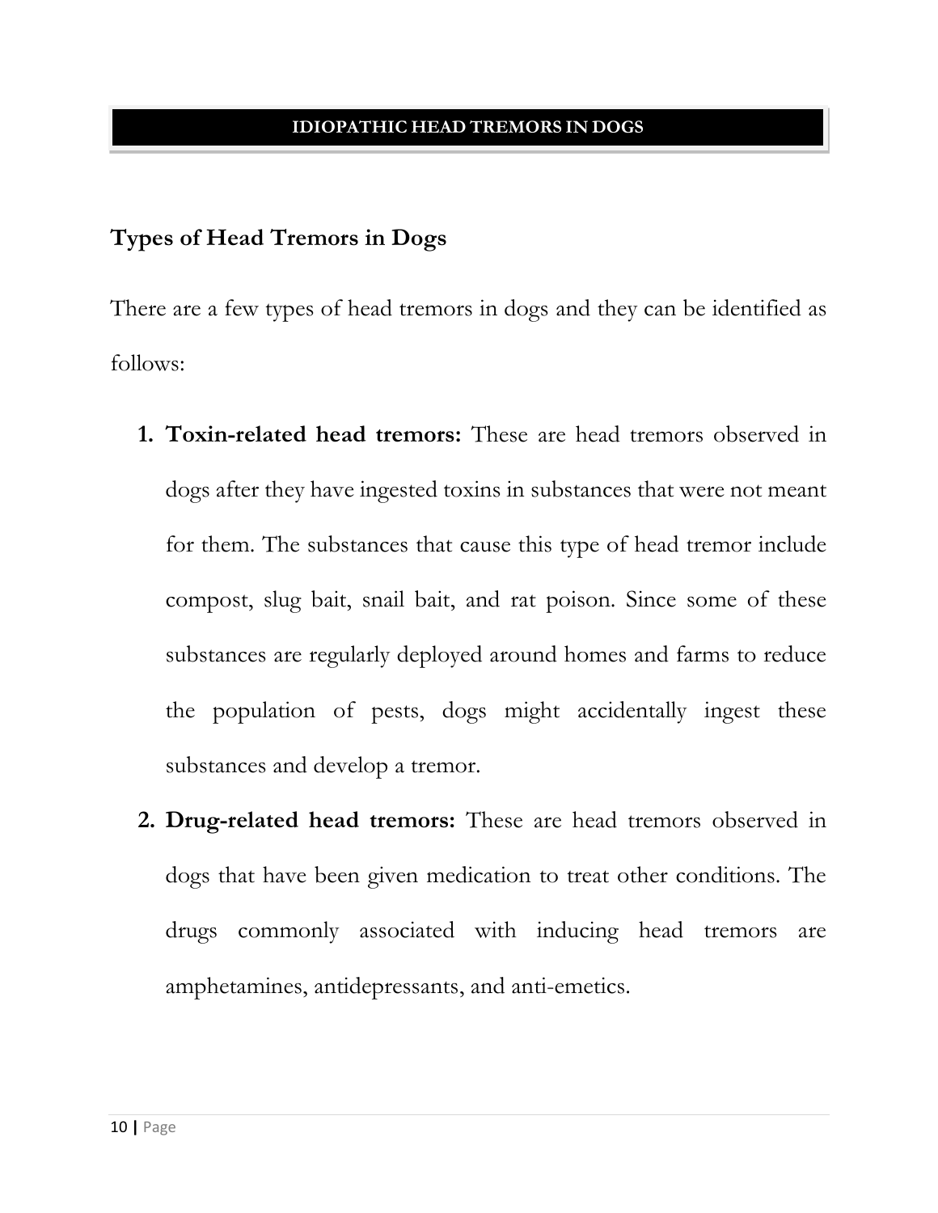## Types of Head Tremors in Dogs

There are a few types of head tremors in dogs and they can be identified as follows:

1. **Toxin-related head tremors:** These are head tremors observed in dogs after they have ingested toxins in substances that were not meant for them. The substances that cause this type of head tremor include compost, slug bait, snail bait, and rat poison. Since some of these substances are regularly deployed around homes and farms to reduce the population of pests, dogs might accidentally ingest these substances and develop a tremor.
2. **Drug-related head tremors:** These are head tremors observed in dogs that have been given medication to treat other conditions. The drugs commonly associated with inducing head tremors are amphetamines, antidepressants, and anti-emetics.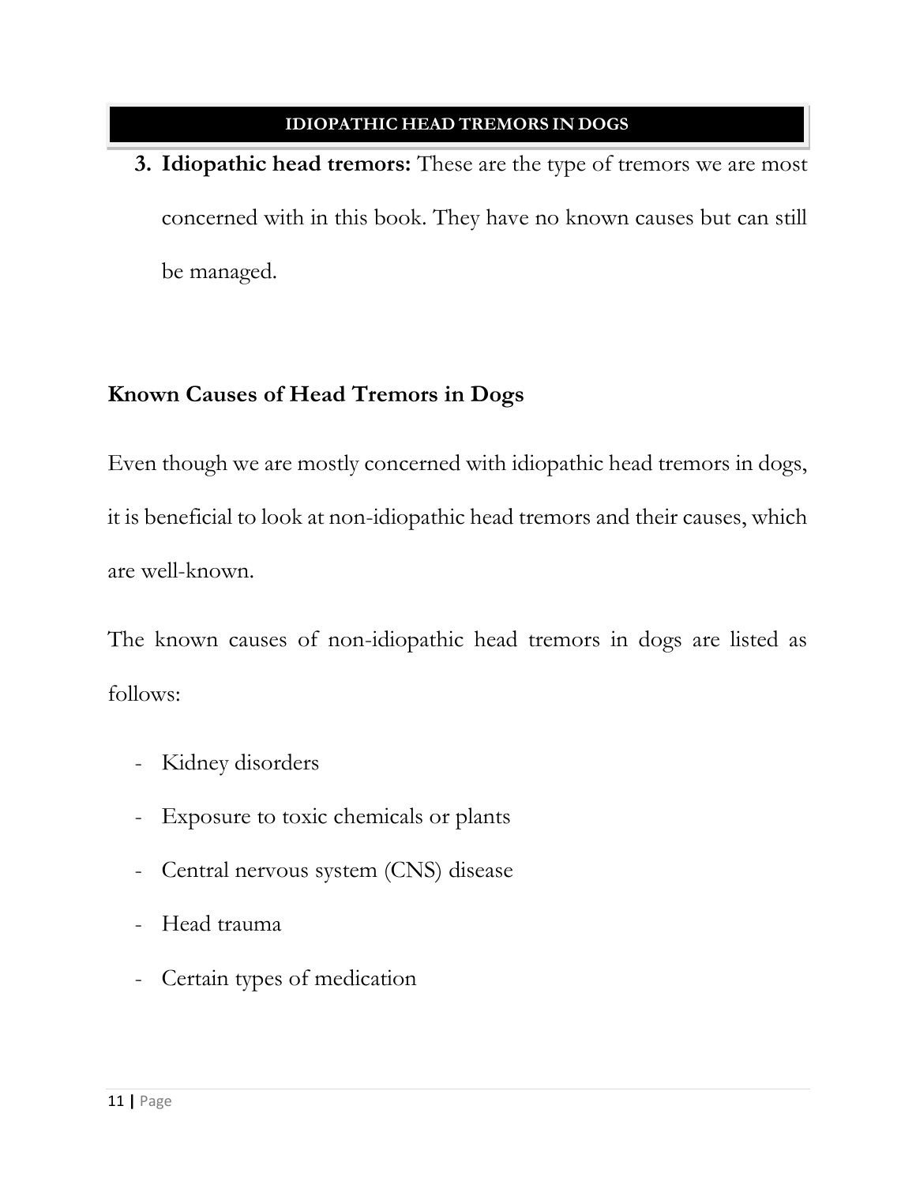3. **Idiopathic head tremors:** These are the type of tremors we are most concerned with in this book. They have no known causes but can still be managed.

## Known Causes of Head Tremors in Dogs

Even though we are mostly concerned with idiopathic head tremors in dogs, it is beneficial to look at non-idiopathic head tremors and their causes, which are well-known.

The known causes of non-idiopathic head tremors in dogs are listed as follows:

- Kidney disorders
- Exposure to toxic chemicals or plants
- Central nervous system (CNS) disease
- Head trauma
- Certain types of medication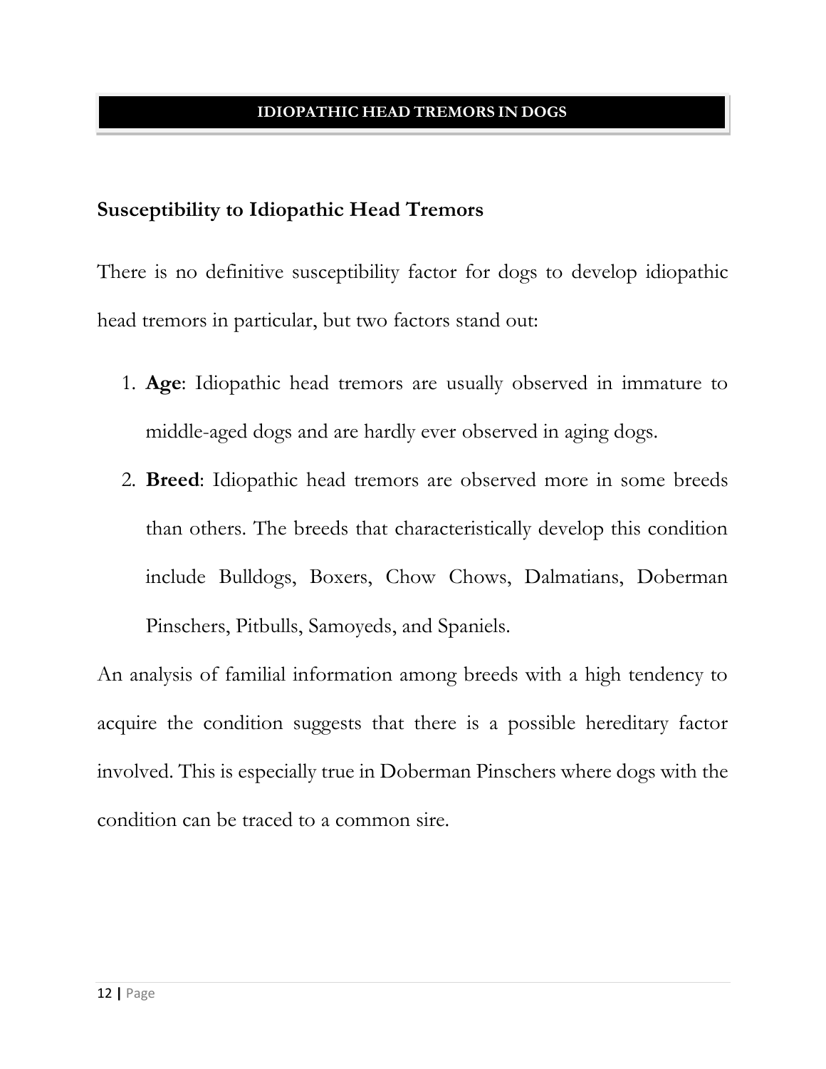## Susceptibility to Idiopathic Head Tremors

There is no definitive susceptibility factor for dogs to develop idiopathic head tremors in particular, but two factors stand out:

1. **Age**: Idiopathic head tremors are usually observed in immature to middle-aged dogs and are hardly ever observed in aging dogs.
2. **Breed**: Idiopathic head tremors are observed more in some breeds than others. The breeds that characteristically develop this condition include Bulldogs, Boxers, Chow Chows, Dalmatians, Doberman Pinschers, Pitbulls, Samoyeds, and Spaniels.

An analysis of familial information among breeds with a high tendency to acquire the condition suggests that there is a possible hereditary factor involved. This is especially true in Doberman Pinschers where dogs with the condition can be traced to a common sire.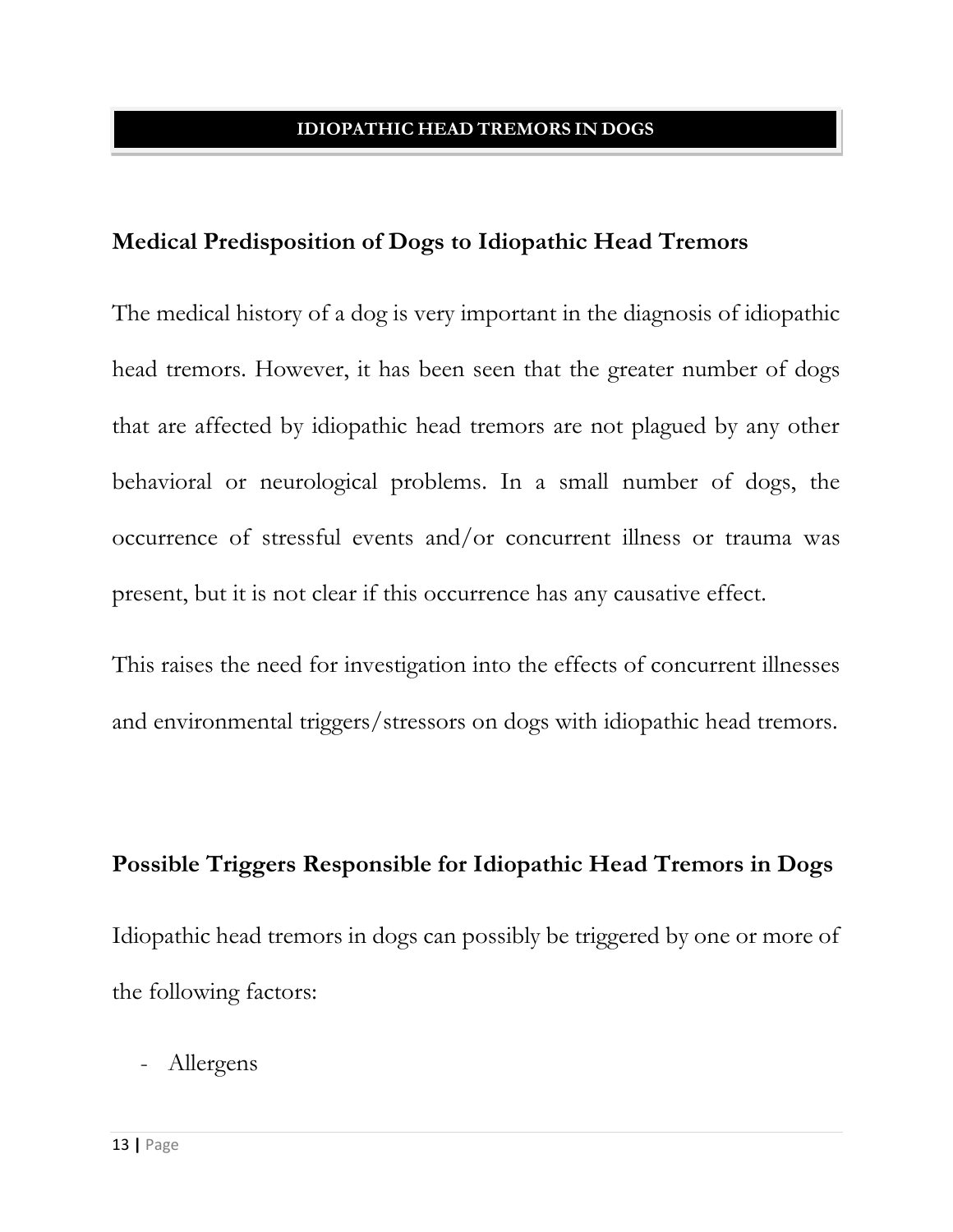## Medical Predisposition of Dogs to Idiopathic Head Tremors

The medical history of a dog is very important in the diagnosis of idiopathic head tremors. However, it has been seen that the greater number of dogs that are affected by idiopathic head tremors are not plagued by any other behavioral or neurological problems. In a small number of dogs, the occurrence of stressful events and/or concurrent illness or trauma was present, but it is not clear if this occurrence has any causative effect.

This raises the need for investigation into the effects of concurrent illnesses and environmental triggers/stressors on dogs with idiopathic head tremors.

## Possible Triggers Responsible for Idiopathic Head Tremors in Dogs

Idiopathic head tremors in dogs can possibly be triggered by one or more of the following factors:

- Allergens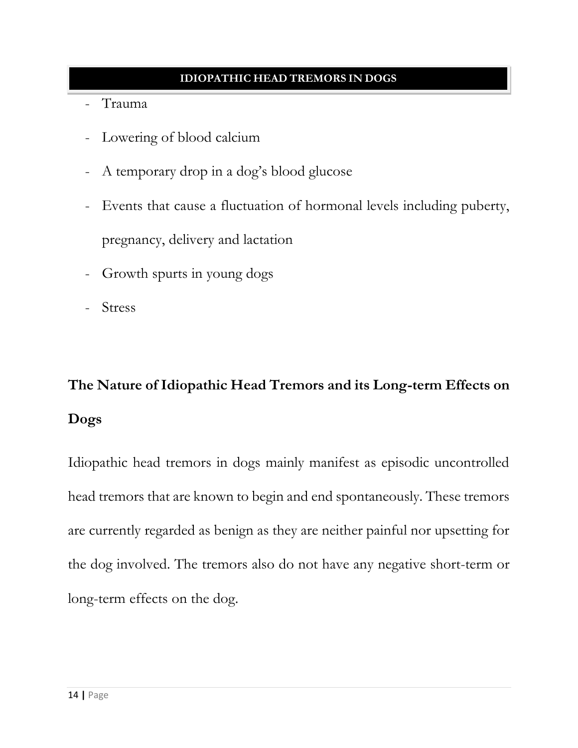- Trauma
- Lowering of blood calcium
- A temporary drop in a dog's blood glucose
- Events that cause a fluctuation of hormonal levels including puberty, pregnancy, delivery and lactation
- Growth spurts in young dogs
- Stress

## The Nature of Idiopathic Head Tremors and its Long-term Effects on Dogs

Idiopathic head tremors in dogs mainly manifest as episodic uncontrolled head tremors that are known to begin and end spontaneously. These tremors are currently regarded as benign as they are neither painful nor upsetting for the dog involved. The tremors also do not have any negative short-term or long-term effects on the dog.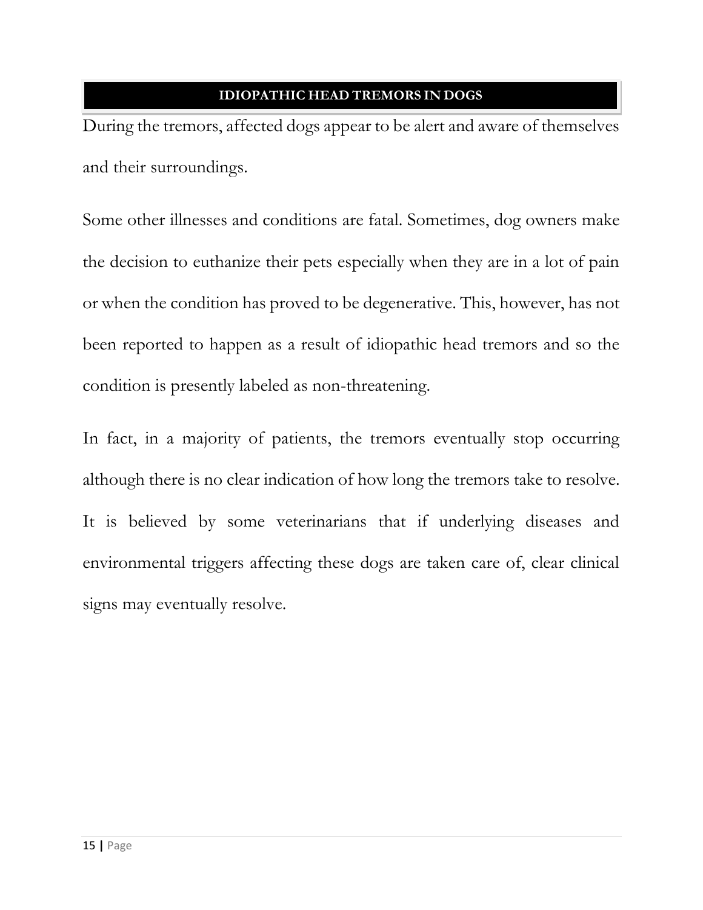During the tremors, affected dogs appear to be alert and aware of themselves and their surroundings.

Some other illnesses and conditions are fatal. Sometimes, dog owners make the decision to euthanize their pets especially when they are in a lot of pain or when the condition has proved to be degenerative. This, however, has not been reported to happen as a result of idiopathic head tremors and so the condition is presently labeled as non-threatening.

In fact, in a majority of patients, the tremors eventually stop occurring although there is no clear indication of how long the tremors take to resolve. It is believed by some veterinarians that if underlying diseases and environmental triggers affecting these dogs are taken care of, clear clinical signs may eventually resolve.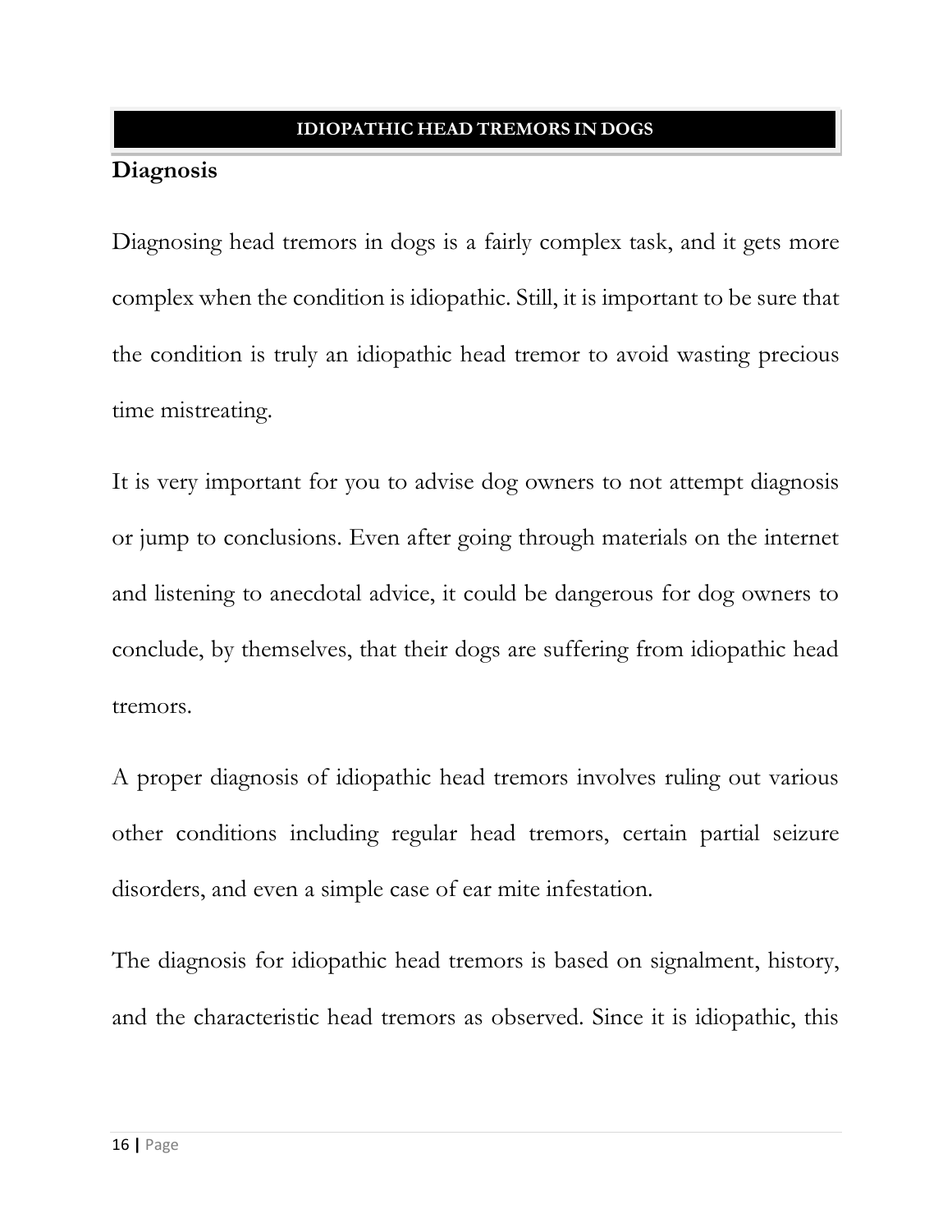## Diagnosis

Diagnosing head tremors in dogs is a fairly complex task, and it gets more complex when the condition is idiopathic. Still, it is important to be sure that the condition is truly an idiopathic head tremor to avoid wasting precious time mistreating.

It is very important for you to advise dog owners to not attempt diagnosis or jump to conclusions. Even after going through materials on the internet and listening to anecdotal advice, it could be dangerous for dog owners to conclude, by themselves, that their dogs are suffering from idiopathic head tremors.

A proper diagnosis of idiopathic head tremors involves ruling out various other conditions including regular head tremors, certain partial seizure disorders, and even a simple case of ear mite infestation.

The diagnosis for idiopathic head tremors is based on signalment, history, and the characteristic head tremors as observed. Since it is idiopathic, this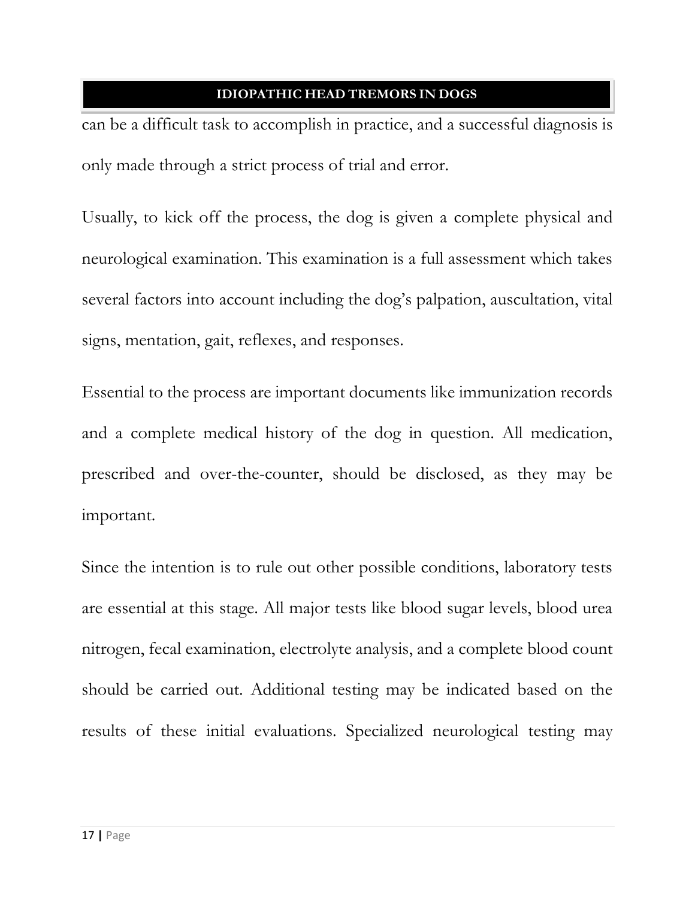can be a difficult task to accomplish in practice, and a successful diagnosis is only made through a strict process of trial and error.

Usually, to kick off the process, the dog is given a complete physical and neurological examination. This examination is a full assessment which takes several factors into account including the dog's palpation, auscultation, vital signs, mentation, gait, reflexes, and responses.

Essential to the process are important documents like immunization records and a complete medical history of the dog in question. All medication, prescribed and over-the-counter, should be disclosed, as they may be important.

Since the intention is to rule out other possible conditions, laboratory tests are essential at this stage. All major tests like blood sugar levels, blood urea nitrogen, fecal examination, electrolyte analysis, and a complete blood count should be carried out. Additional testing may be indicated based on the results of these initial evaluations. Specialized neurological testing may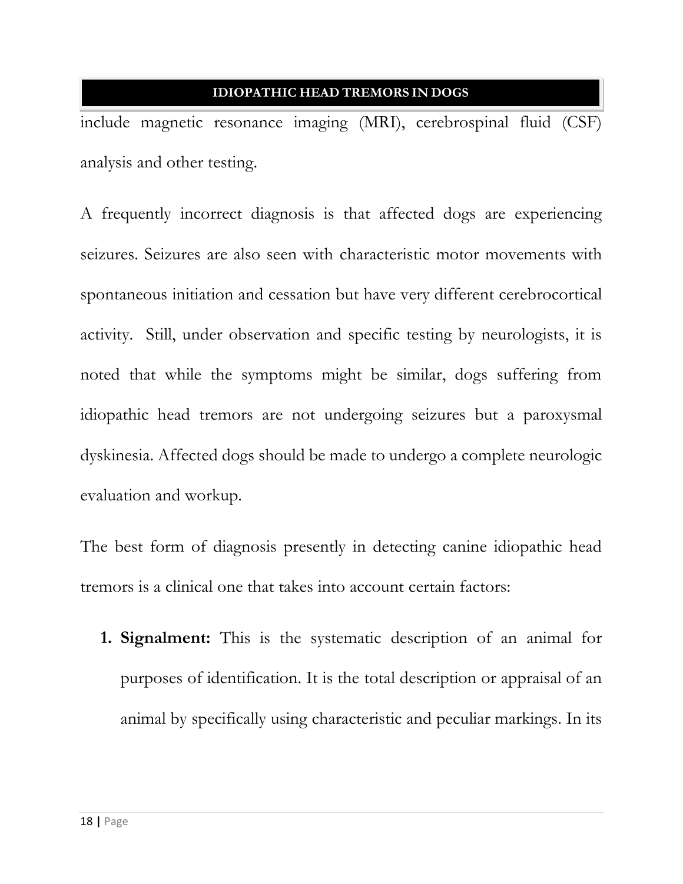include magnetic resonance imaging (MRI), cerebrospinal fluid (CSF) analysis and other testing.

A frequently incorrect diagnosis is that affected dogs are experiencing seizures. Seizures are also seen with characteristic motor movements with spontaneous initiation and cessation but have very different cerebrocortical activity. Still, under observation and specific testing by neurologists, it is noted that while the symptoms might be similar, dogs suffering from idiopathic head tremors are not undergoing seizures but a paroxysmal dyskinesia. Affected dogs should be made to undergo a complete neurologic evaluation and workup.

The best form of diagnosis presently in detecting canine idiopathic head tremors is a clinical one that takes into account certain factors:

1. **Signalment:** This is the systematic description of an animal for purposes of identification. It is the total description or appraisal of an animal by specifically using characteristic and peculiar markings. In its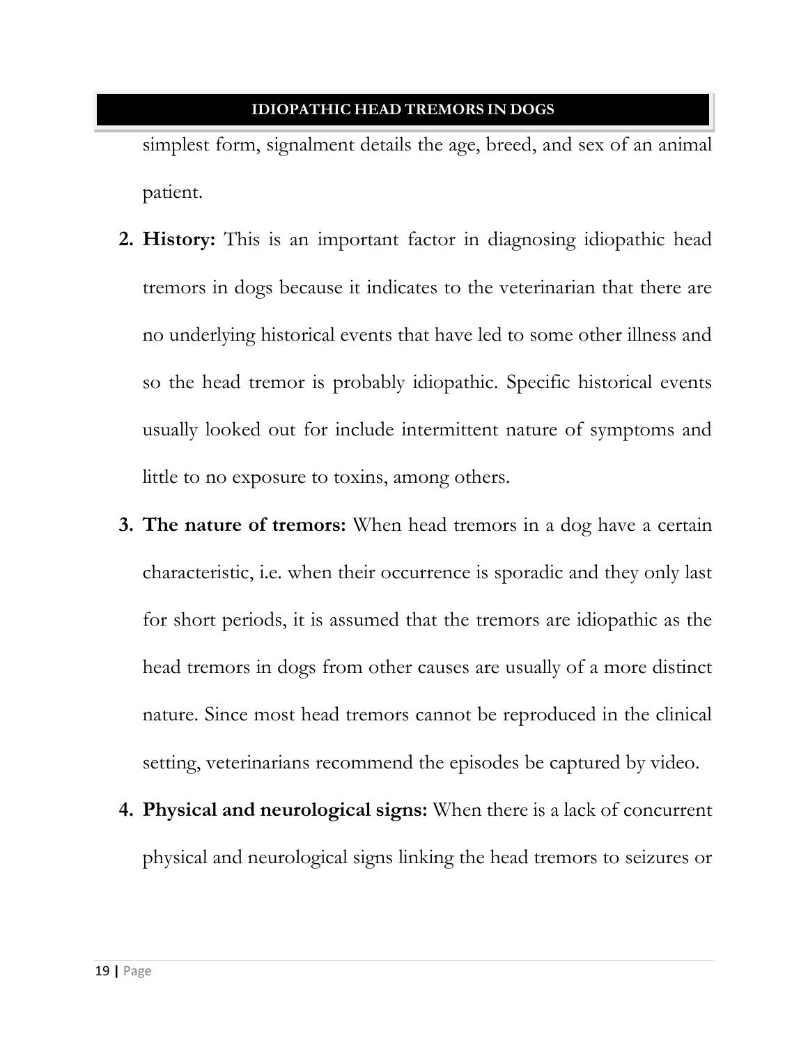simplest form, signalment details the age, breed, and sex of an animal patient.

2. **History:** This is an important factor in diagnosing idiopathic head tremors in dogs because it indicates to the veterinarian that there are no underlying historical events that have led to some other illness and so the head tremor is probably idiopathic. Specific historical events usually looked out for include intermittent nature of symptoms and little to no exposure to toxins, among others.
3. **The nature of tremors:** When head tremors in a dog have a certain characteristic, i.e. when their occurrence is sporadic and they only last for short periods, it is assumed that the tremors are idiopathic as the head tremors in dogs from other causes are usually of a more distinct nature. Since most head tremors cannot be reproduced in the clinical setting, veterinarians recommend the episodes be captured by video.
4. **Physical and neurological signs:** When there is a lack of concurrent physical and neurological signs linking the head tremors to seizures or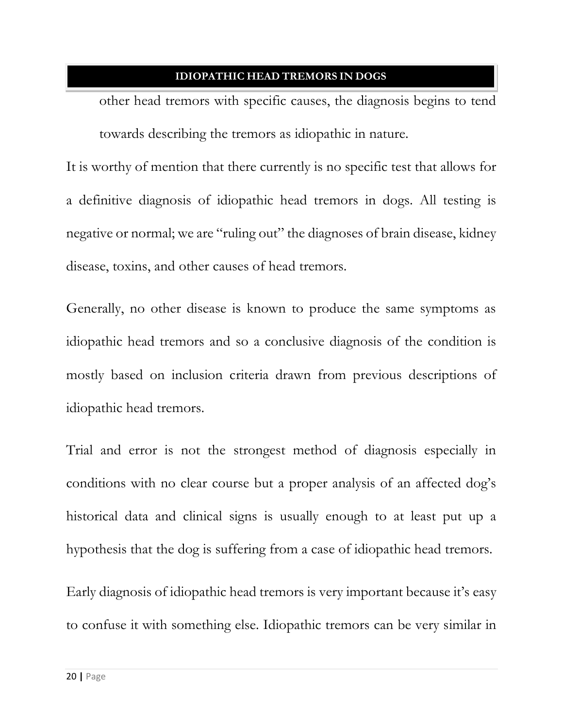other head tremors with specific causes, the diagnosis begins to tend towards describing the tremors as idiopathic in nature.

It is worthy of mention that there currently is no specific test that allows for a definitive diagnosis of idiopathic head tremors in dogs. All testing is negative or normal; we are "ruling out" the diagnoses of brain disease, kidney disease, toxins, and other causes of head tremors.

Generally, no other disease is known to produce the same symptoms as idiopathic head tremors and so a conclusive diagnosis of the condition is mostly based on inclusion criteria drawn from previous descriptions of idiopathic head tremors.

Trial and error is not the strongest method of diagnosis especially in conditions with no clear course but a proper analysis of an affected dog's historical data and clinical signs is usually enough to at least put up a hypothesis that the dog is suffering from a case of idiopathic head tremors.

Early diagnosis of idiopathic head tremors is very important because it's easy to confuse it with something else. Idiopathic tremors can be very similar in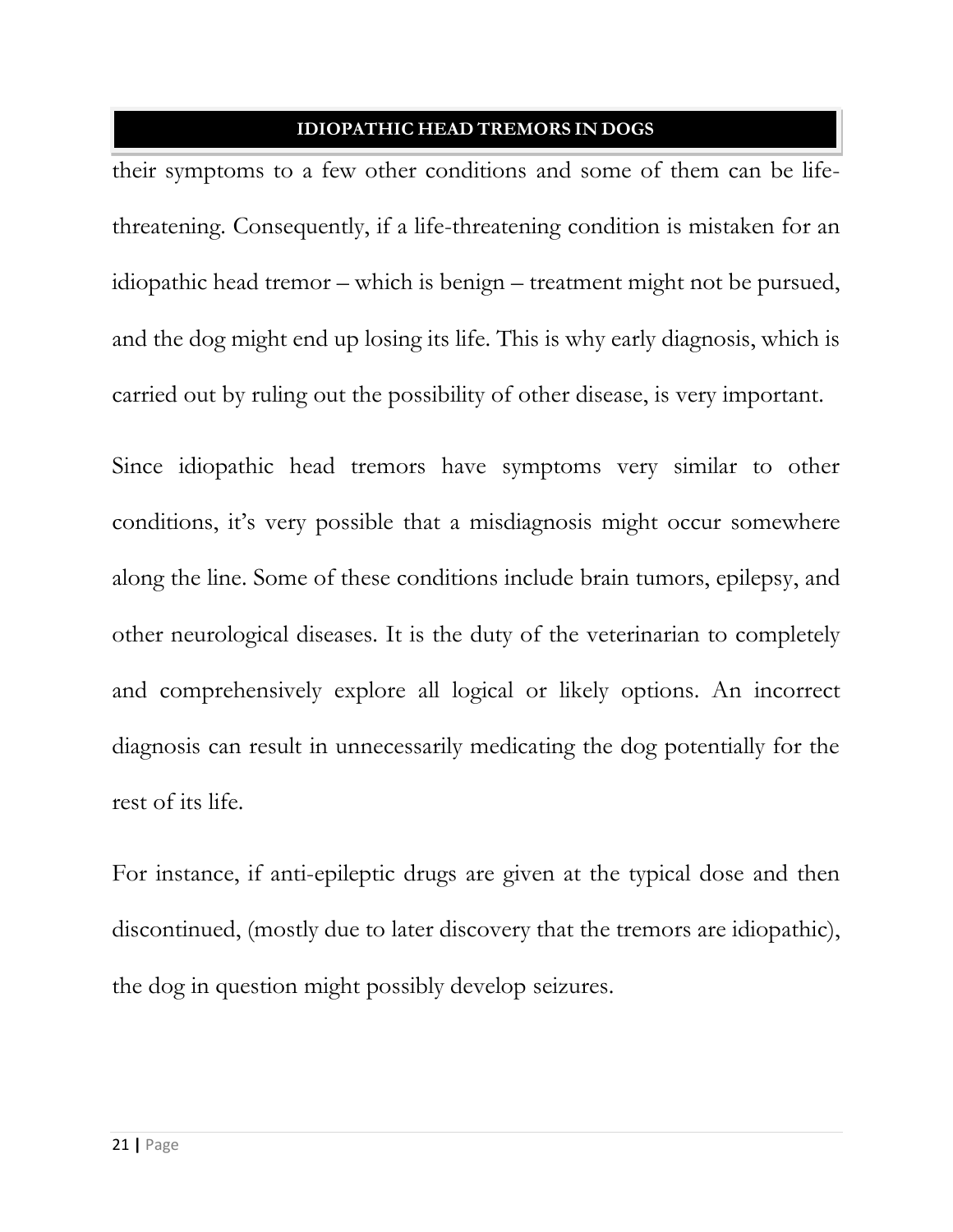their symptoms to a few other conditions and some of them can be life-threatening. Consequently, if a life-threatening condition is mistaken for an idiopathic head tremor – which is benign – treatment might not be pursued, and the dog might end up losing its life. This is why early diagnosis, which is carried out by ruling out the possibility of other disease, is very important.

Since idiopathic head tremors have symptoms very similar to other conditions, it's very possible that a misdiagnosis might occur somewhere along the line. Some of these conditions include brain tumors, epilepsy, and other neurological diseases. It is the duty of the veterinarian to completely and comprehensively explore all logical or likely options. An incorrect diagnosis can result in unnecessarily medicating the dog potentially for the rest of its life.

For instance, if anti-epileptic drugs are given at the typical dose and then discontinued, (mostly due to later discovery that the tremors are idiopathic), the dog in question might possibly develop seizures.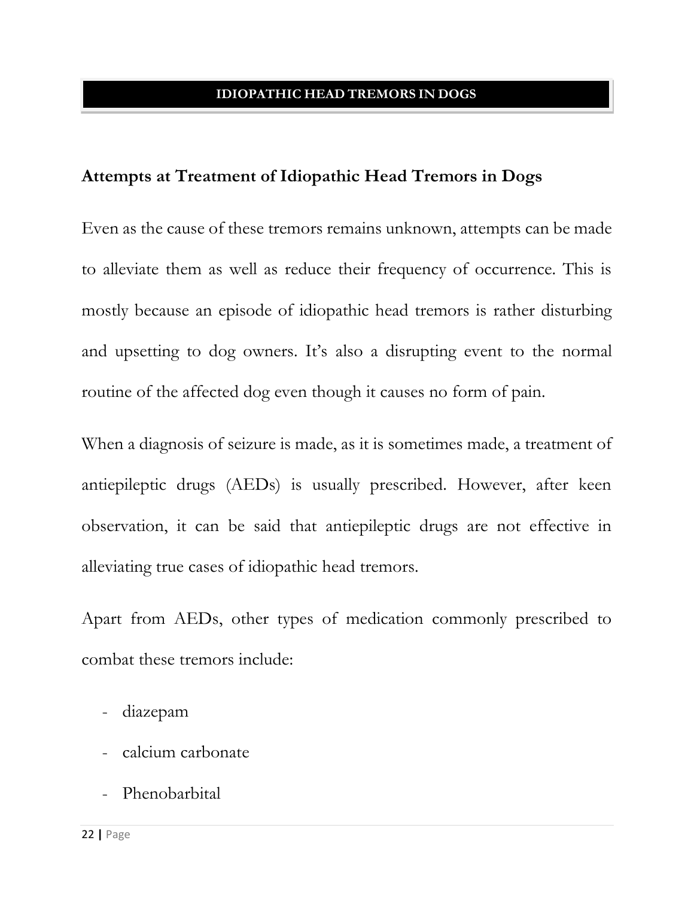## Attempts at Treatment of Idiopathic Head Tremors in Dogs

Even as the cause of these tremors remains unknown, attempts can be made to alleviate them as well as reduce their frequency of occurrence. This is mostly because an episode of idiopathic head tremors is rather disturbing and upsetting to dog owners. It's also a disrupting event to the normal routine of the affected dog even though it causes no form of pain.

When a diagnosis of seizure is made, as it is sometimes made, a treatment of antiepileptic drugs (AEDs) is usually prescribed. However, after keen observation, it can be said that antiepileptic drugs are not effective in alleviating true cases of idiopathic head tremors.

Apart from AEDs, other types of medication commonly prescribed to combat these tremors include:

- diazepam
- calcium carbonate
- Phenobarbital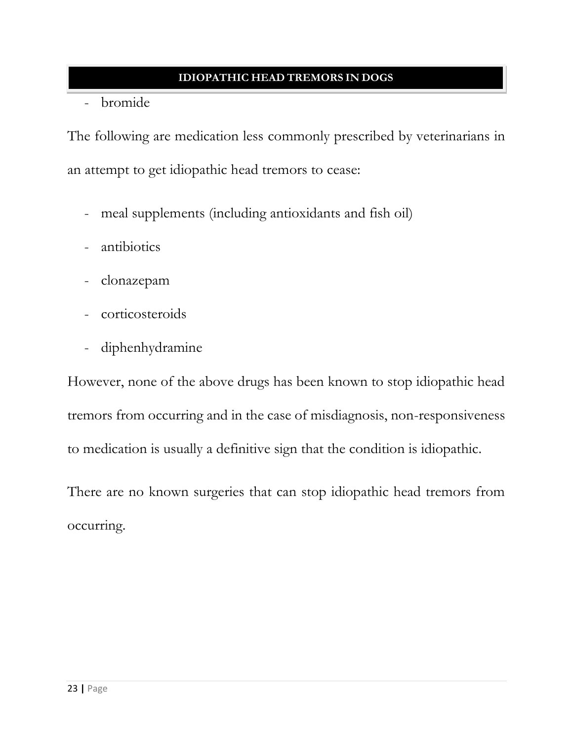- bromide

The following are medication less commonly prescribed by veterinarians in an attempt to get idiopathic head tremors to cease:

- meal supplements (including antioxidants and fish oil)
- antibiotics
- clonazepam
- corticosteroids
- diphenhydramine

However, none of the above drugs has been known to stop idiopathic head tremors from occurring and in the case of misdiagnosis, non-responsiveness to medication is usually a definitive sign that the condition is idiopathic.

There are no known surgeries that can stop idiopathic head tremors from occurring.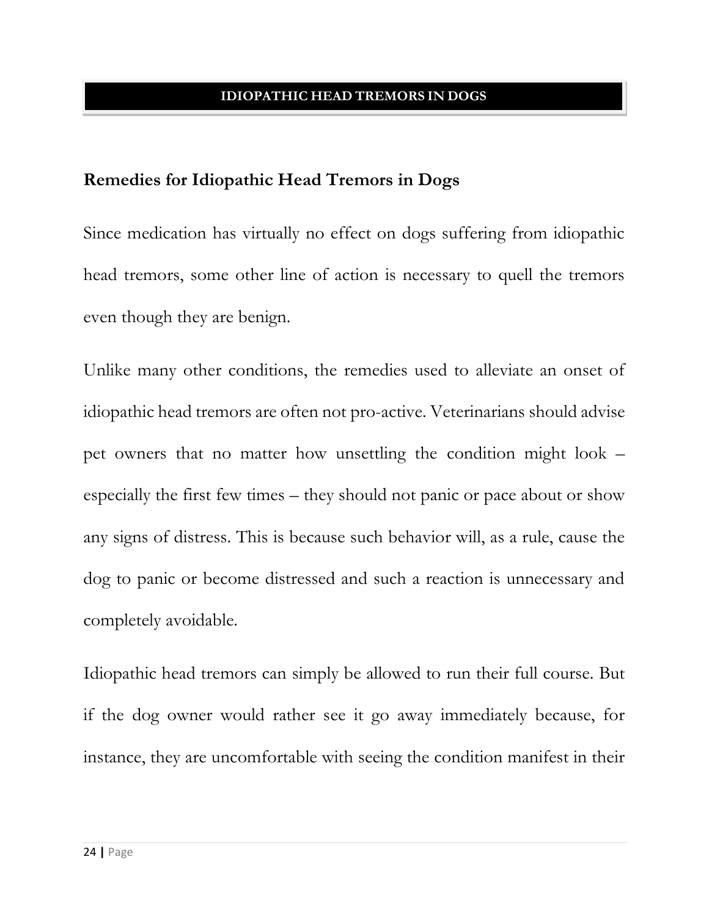## Remedies for Idiopathic Head Tremors in Dogs

Since medication has virtually no effect on dogs suffering from idiopathic head tremors, some other line of action is necessary to quell the tremors even though they are benign.

Unlike many other conditions, the remedies used to alleviate an onset of idiopathic head tremors are often not pro-active. Veterinarians should advise pet owners that no matter how unsettling the condition might look – especially the first few times – they should not panic or pace about or show any signs of distress. This is because such behavior will, as a rule, cause the dog to panic or become distressed and such a reaction is unnecessary and completely avoidable.

Idiopathic head tremors can simply be allowed to run their full course. But if the dog owner would rather see it go away immediately because, for instance, they are uncomfortable with seeing the condition manifest in their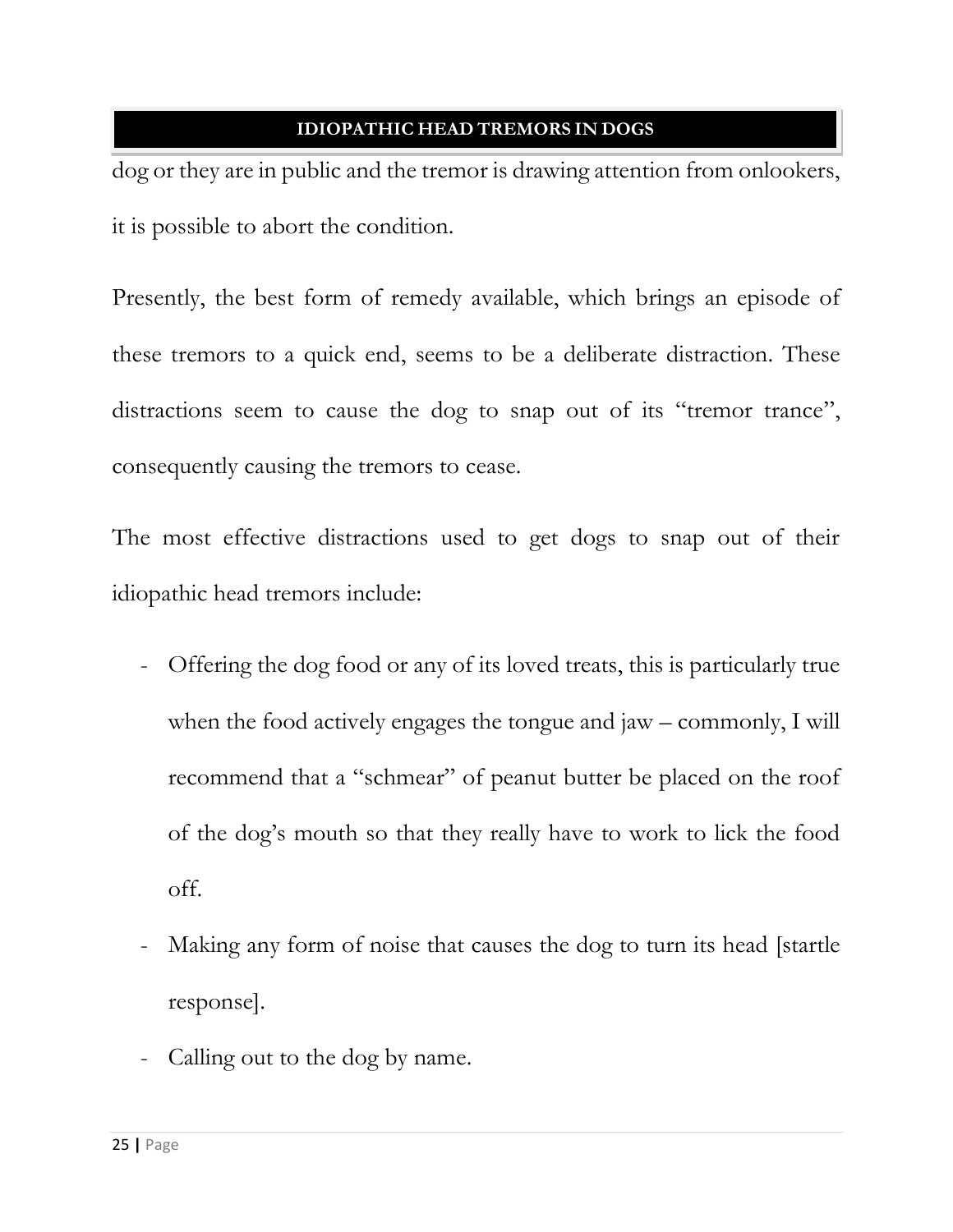dog or they are in public and the tremor is drawing attention from onlookers, it is possible to abort the condition.

Presently, the best form of remedy available, which brings an episode of these tremors to a quick end, seems to be a deliberate distraction. These distractions seem to cause the dog to snap out of its "tremor trance", consequently causing the tremors to cease.

The most effective distractions used to get dogs to snap out of their idiopathic head tremors include:

- Offering the dog food or any of its loved treats, this is particularly true when the food actively engages the tongue and jaw – commonly, I will recommend that a "schmear" of peanut butter be placed on the roof of the dog's mouth so that they really have to work to lick the food off.
- Making any form of noise that causes the dog to turn its head [startle response].
- Calling out to the dog by name.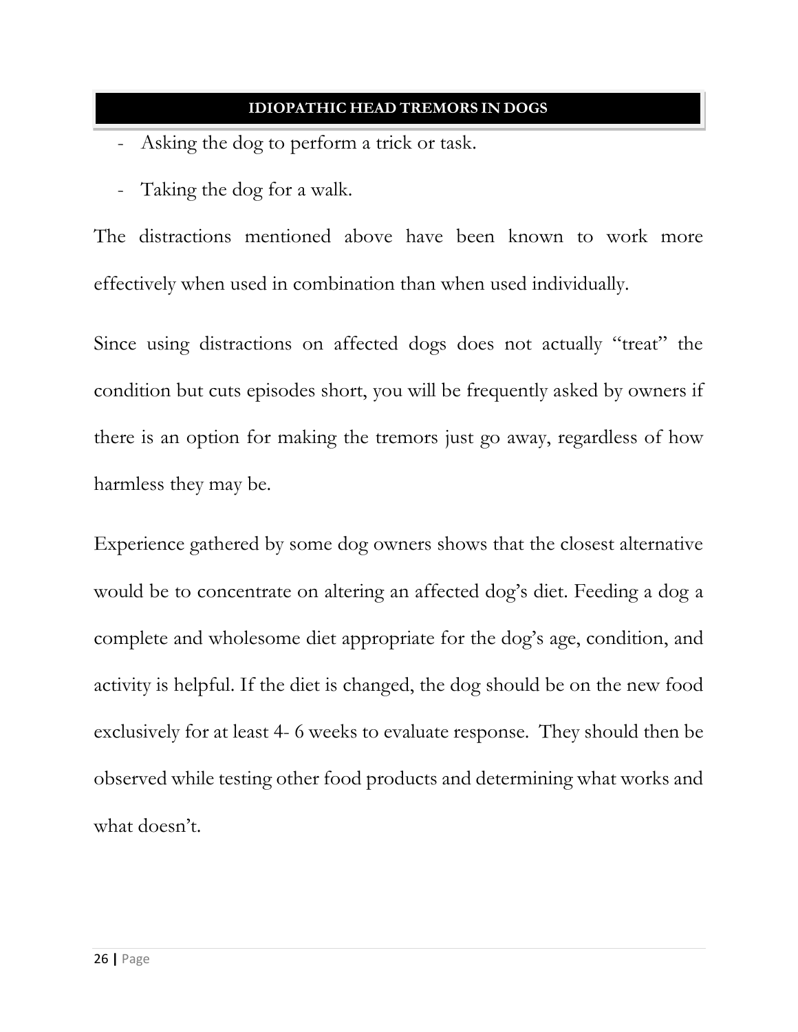- Asking the dog to perform a trick or task.
- Taking the dog for a walk.

The distractions mentioned above have been known to work more effectively when used in combination than when used individually.

Since using distractions on affected dogs does not actually "treat" the condition but cuts episodes short, you will be frequently asked by owners if there is an option for making the tremors just go away, regardless of how harmless they may be.

Experience gathered by some dog owners shows that the closest alternative would be to concentrate on altering an affected dog's diet. Feeding a dog a complete and wholesome diet appropriate for the dog's age, condition, and activity is helpful. If the diet is changed, the dog should be on the new food exclusively for at least 4- 6 weeks to evaluate response. They should then be observed while testing other food products and determining what works and what doesn't.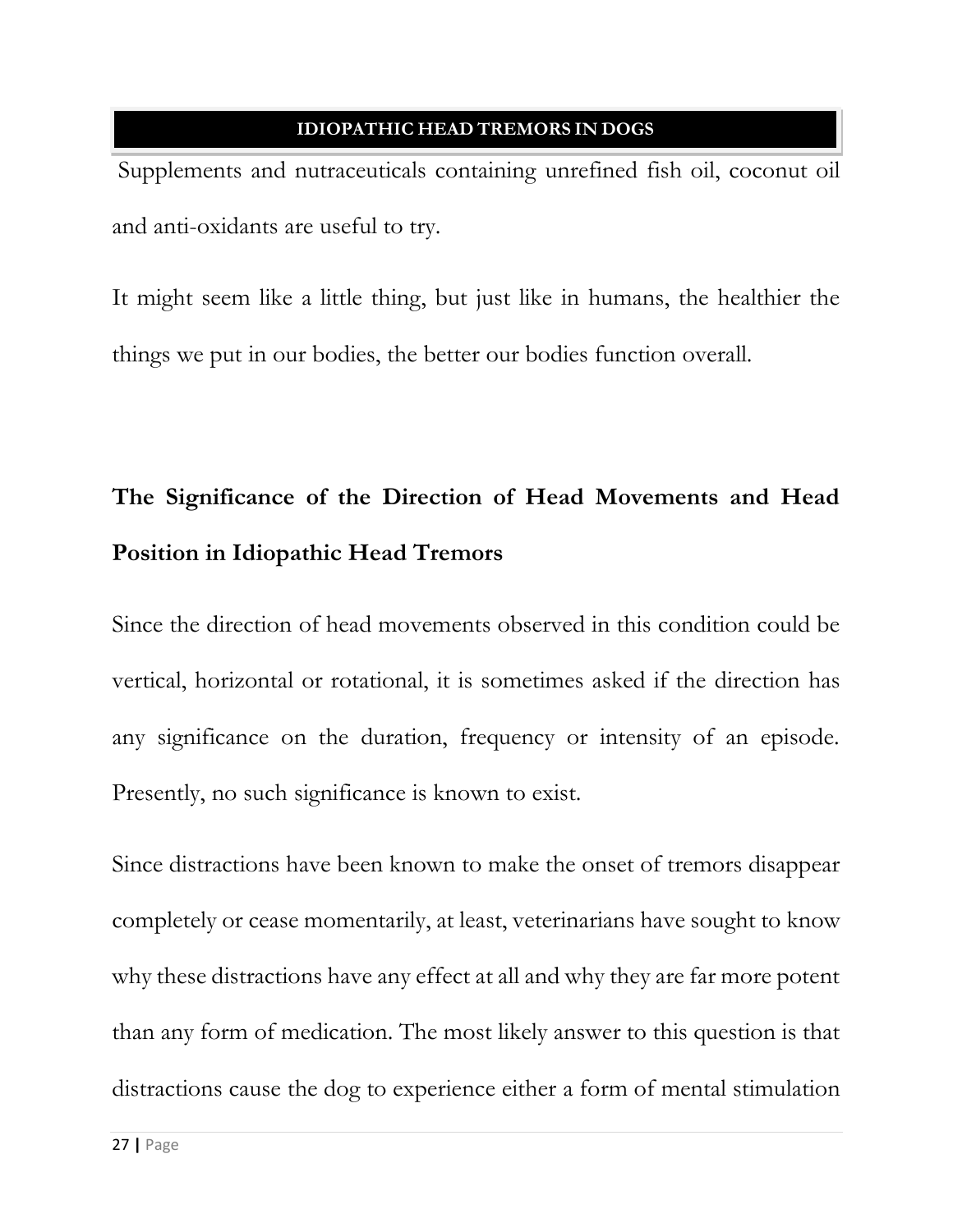Supplements and nutraceuticals containing unrefined fish oil, coconut oil and anti-oxidants are useful to try.

It might seem like a little thing, but just like in humans, the healthier the things we put in our bodies, the better our bodies function overall.

## The Significance of the Direction of Head Movements and Head Position in Idiopathic Head Tremors

Since the direction of head movements observed in this condition could be vertical, horizontal or rotational, it is sometimes asked if the direction has any significance on the duration, frequency or intensity of an episode. Presently, no such significance is known to exist.

Since distractions have been known to make the onset of tremors disappear completely or cease momentarily, at least, veterinarians have sought to know why these distractions have any effect at all and why they are far more potent than any form of medication. The most likely answer to this question is that distractions cause the dog to experience either a form of mental stimulation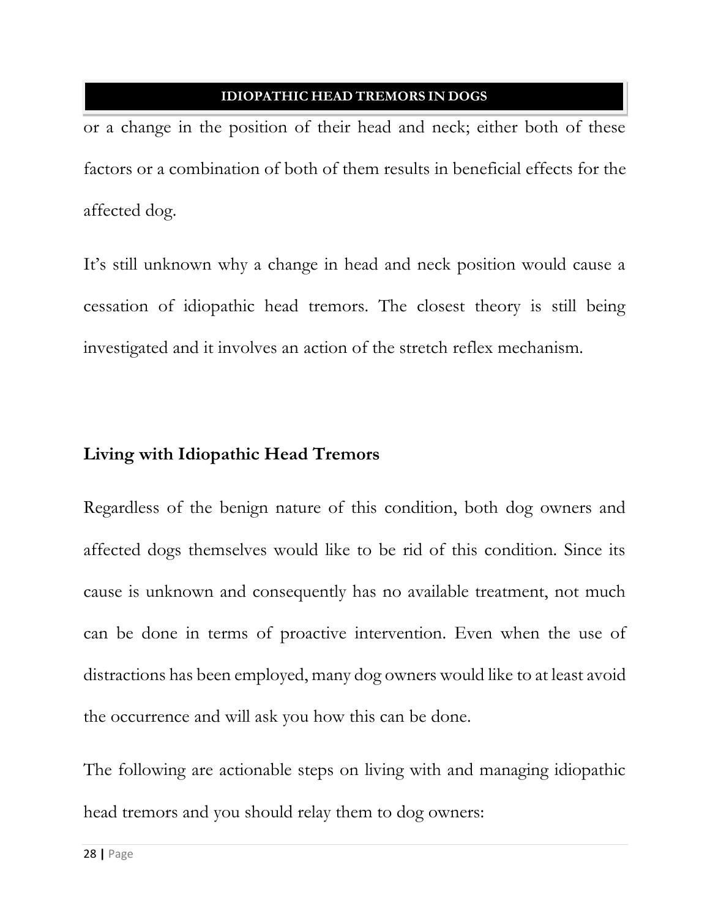or a change in the position of their head and neck; either both of these factors or a combination of both of them results in beneficial effects for the affected dog.

It's still unknown why a change in head and neck position would cause a cessation of idiopathic head tremors. The closest theory is still being investigated and it involves an action of the stretch reflex mechanism.

## Living with Idiopathic Head Tremors

Regardless of the benign nature of this condition, both dog owners and affected dogs themselves would like to be rid of this condition. Since its cause is unknown and consequently has no available treatment, not much can be done in terms of proactive intervention. Even when the use of distractions has been employed, many dog owners would like to at least avoid the occurrence and will ask you how this can be done.

The following are actionable steps on living with and managing idiopathic head tremors and you should relay them to dog owners: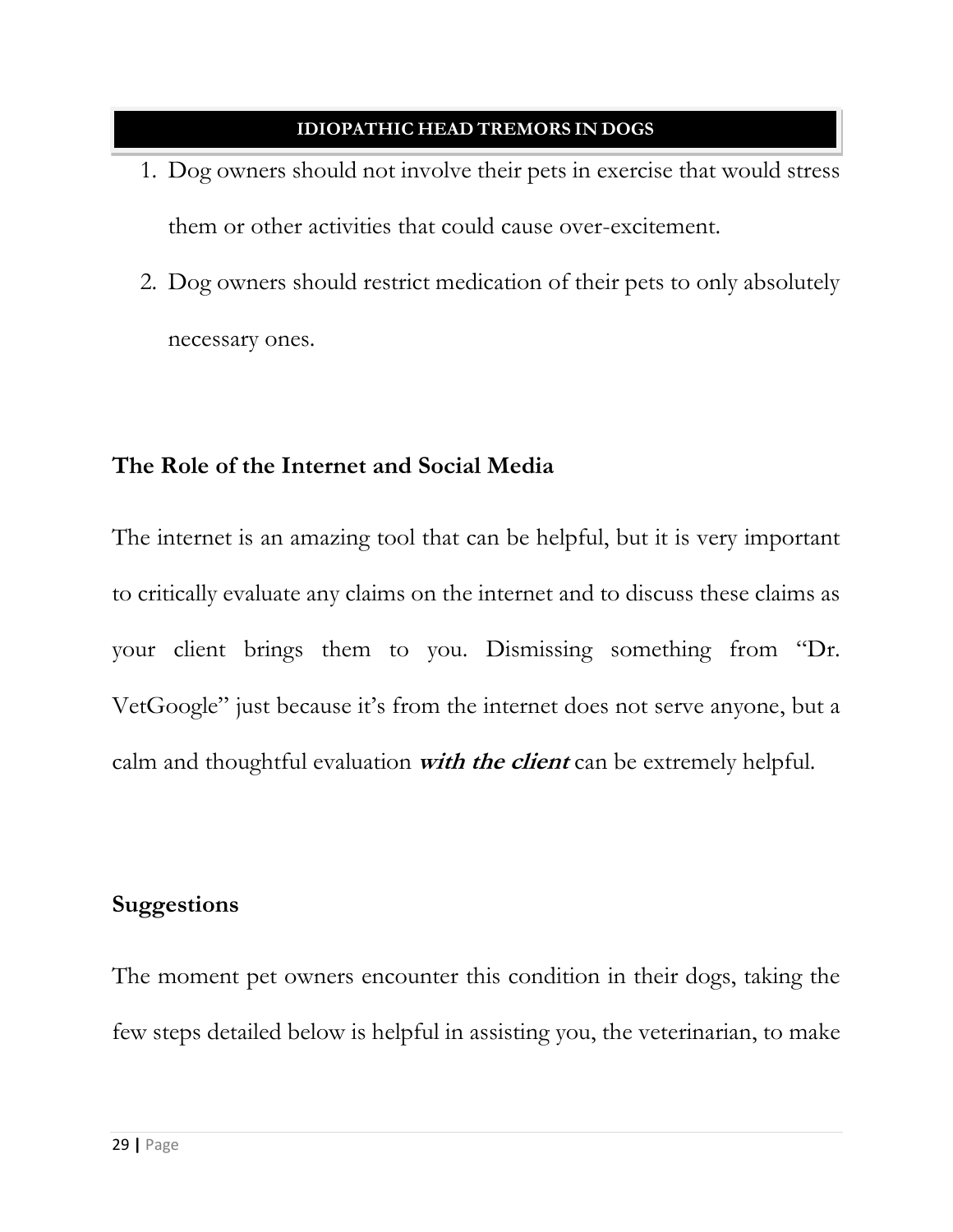1. Dog owners should not involve their pets in exercise that would stress them or other activities that could cause over-excitement.
2. Dog owners should restrict medication of their pets to only absolutely necessary ones.

## The Role of the Internet and Social Media

The internet is an amazing tool that can be helpful, but it is very important to critically evaluate any claims on the internet and to discuss these claims as your client brings them to you. Dismissing something from "Dr. VetGoogle" just because it's from the internet does not serve anyone, but a calm and thoughtful evaluation ***with the client*** can be extremely helpful.

## Suggestions

The moment pet owners encounter this condition in their dogs, taking the few steps detailed below is helpful in assisting you, the veterinarian, to make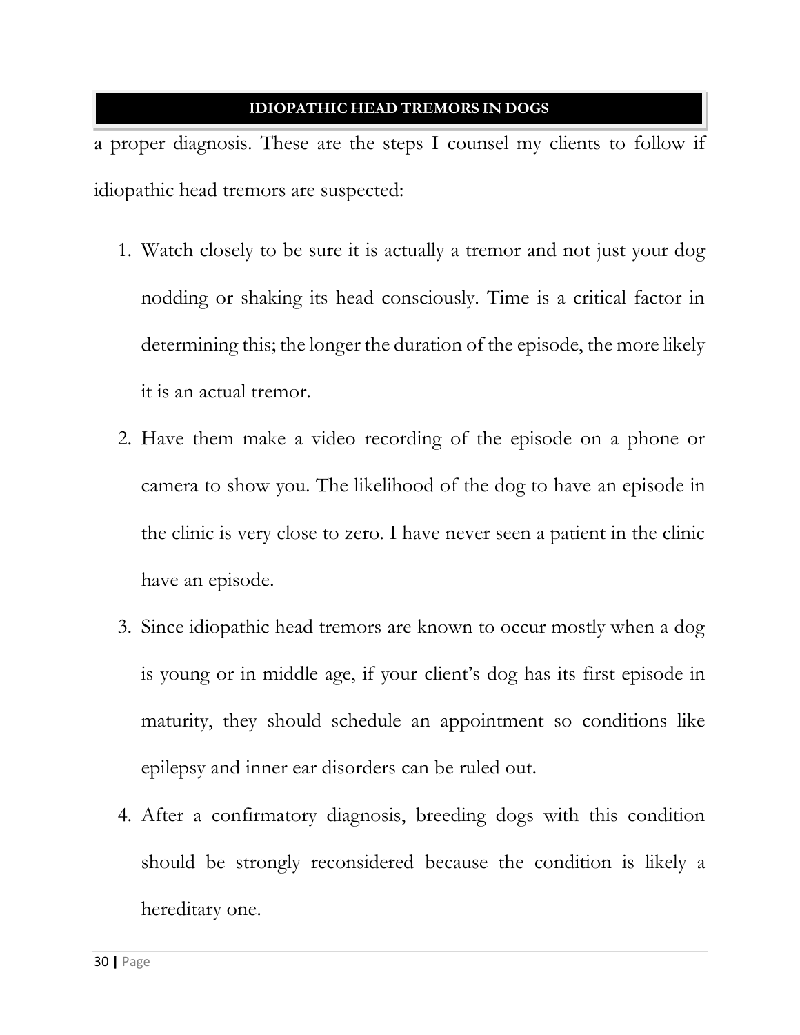a proper diagnosis. These are the steps I counsel my clients to follow if idiopathic head tremors are suspected:

1. Watch closely to be sure it is actually a tremor and not just your dog nodding or shaking its head consciously. Time is a critical factor in determining this; the longer the duration of the episode, the more likely it is an actual tremor.
2. Have them make a video recording of the episode on a phone or camera to show you. The likelihood of the dog to have an episode in the clinic is very close to zero. I have never seen a patient in the clinic have an episode.
3. Since idiopathic head tremors are known to occur mostly when a dog is young or in middle age, if your client's dog has its first episode in maturity, they should schedule an appointment so conditions like epilepsy and inner ear disorders can be ruled out.
4. After a confirmatory diagnosis, breeding dogs with this condition should be strongly reconsidered because the condition is likely a hereditary one.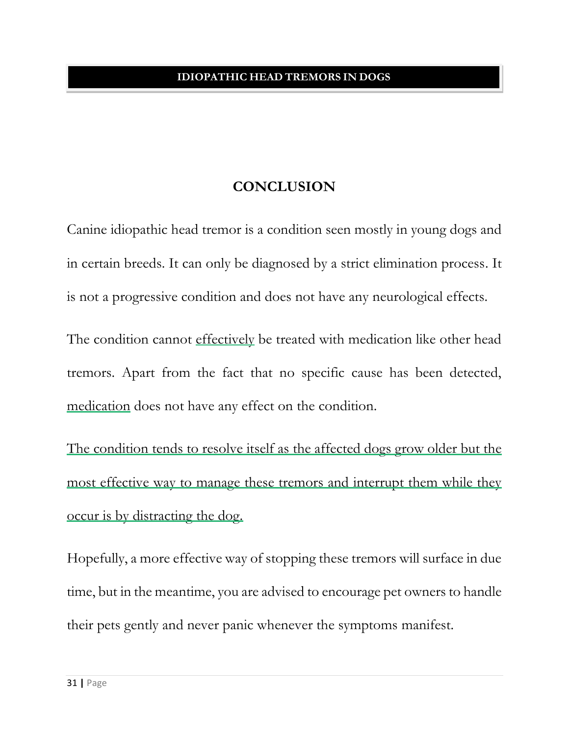## CONCLUSION

Canine idiopathic head tremor is a condition seen mostly in young dogs and in certain breeds. It can only be diagnosed by a strict elimination process. It is not a progressive condition and does not have any neurological effects.

The condition cannot effectively be treated with medication like other head tremors. Apart from the fact that no specific cause has been detected, medication does not have any effect on the condition.

The condition tends to resolve itself as the affected dogs grow older but the most effective way to manage these tremors and interrupt them while they occur is by distracting the dog.

Hopefully, a more effective way of stopping these tremors will surface in due time, but in the meantime, you are advised to encourage pet owners to handle their pets gently and never panic whenever the symptoms manifest.